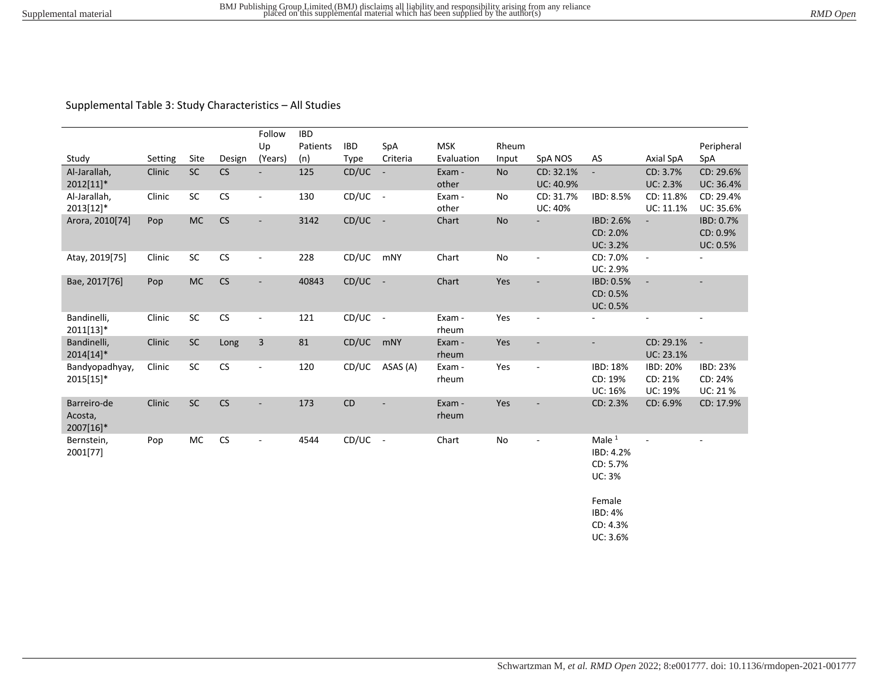Supplemental Table 3: Study Characteristics – All Studies

| Study | Setting | Site | Design | Follow Up (Years) | IBD Patients (n) | IBD Type | SpA Criteria | MSK Evaluation | Rheum Input | SpA NOS | AS | Axial SpA | Peripheral SpA |
|---|---|---|---|---|---|---|---|---|---|---|---|---|---|
| Al-Jarallah, 2012[11]* | Clinic | SC | CS | - | 125 | CD/UC | - | Exam - other | No | CD: 32.1%<br>UC: 40.9% | - | CD: 3.7%<br>UC: 2.3% | CD: 29.6%<br>UC: 36.4% |
| Al-Jarallah, 2013[12]* | Clinic | SC | CS | - | 130 | CD/UC | - | Exam - other | No | CD: 31.7%<br>UC: 40% | IBD: 8.5% | CD: 11.8%<br>UC: 11.1% | CD: 29.4%<br>UC: 35.6% |
| Arora, 2010[74] | Pop | MC | CS | - | 3142 | CD/UC | - | Chart | No | - | IBD: 2.6%<br>CD: 2.0%<br>UC: 3.2% | - | IBD: 0.7%<br>CD: 0.9%<br>UC: 0.5% |
| Atay, 2019[75] | Clinic | SC | CS | - | 228 | CD/UC | mNY | Chart | No | - | CD: 7.0%<br>UC: 2.9% | - | - |
| Bae, 2017[76] | Pop | MC | CS | - | 40843 | CD/UC | - | Chart | Yes | - | IBD: 0.5%<br>CD: 0.5%<br>UC: 0.5% | - | - |
| Bandinelli, 2011[13]* | Clinic | SC | CS | - | 121 | CD/UC | - | Exam - rheum | Yes | - | - | - | - |
| Bandinelli, 2014[14]* | Clinic | SC | Long | 3 | 81 | CD/UC | mNY | Exam - rheum | Yes | - | - | CD: 29.1%<br>UC: 23.1% | - |
| Bandyopadhyay, 2015[15]* | Clinic | SC | CS | - | 120 | CD/UC | ASAS (A) | Exam - rheum | Yes | - | IBD: 18%<br>CD: 19%<br>UC: 16% | IBD: 20%<br>CD: 21%<br>UC: 19% | IBD: 23%<br>CD: 24%<br>UC: 21 % |
| Barreiro-de Acosta, 2007[16]* | Clinic | SC | CS | - | 173 | CD | - | Exam - rheum | Yes | - | CD: 2.3% | CD: 6.9% | CD: 17.9% |
| Bernstein, 2001[77] | Pop | MC | CS | - | 4544 | CD/UC | - | Chart | No | - | Male [1]<br>IBD: 4.2%<br>CD: 5.7%<br>UC: 3%<br><br>Female<br>IBD: 4%<br>CD: 4.3%<br>UC: 3.6% | - | - |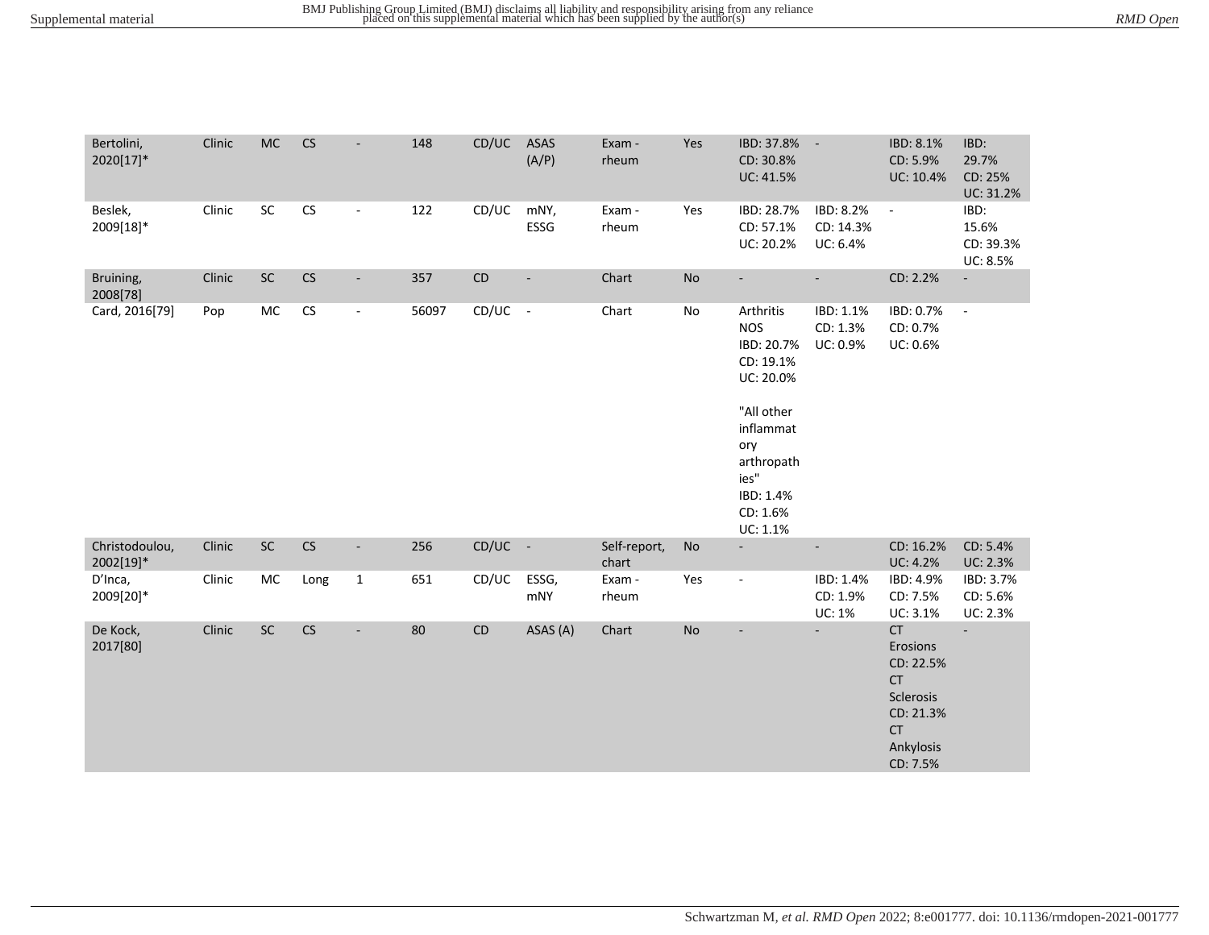| | | | | | | | | | | | | | |
|---|---|---|---|---|---|---|---|---|---|---|---|---|---|
| Bertolini, 2020[17]* | Clinic | MC | CS | - | 148 | CD/UC | ASAS (A/P) | Exam - rheum | Yes | IBD: 37.8%<br>CD: 30.8%<br>UC: 41.5% | - | IBD: 8.1%<br>CD: 5.9%<br>UC: 10.4% | IBD: 29.7%<br>CD: 25%<br>UC: 31.2% |
| Beslek, 2009[18]* | Clinic | SC | CS | - | 122 | CD/UC | mNY, ESSG | Exam - rheum | Yes | IBD: 28.7%<br>CD: 57.1%<br>UC: 20.2% | IBD: 8.2%<br>CD: 14.3%<br>UC: 6.4% | - | IBD: 15.6%<br>CD: 39.3%<br>UC: 8.5% |
| Bruining, 2008[78] | Clinic | SC | CS | - | 357 | CD | - | Chart | No | - | - | CD: 2.2% | - |
| Card, 2016[79] | Pop | MC | CS | - | 56097 | CD/UC | - | Chart | No | Arthritis NOS<br>IBD: 20.7%<br>CD: 19.1%<br>UC: 20.0%<br><br>"All other inflammatory arthropathies"<br>IBD: 1.4%<br>CD: 1.6%<br>UC: 1.1% | IBD: 1.1%<br>CD: 1.3%<br>UC: 0.9% | IBD: 0.7%<br>CD: 0.7%<br>UC: 0.6% | - |
| Christodoulou, 2002[19]* | Clinic | SC | CS | - | 256 | CD/UC | - | Self-report, chart | No | - | - | CD: 16.2%<br>UC: 4.2% | CD: 5.4%<br>UC: 2.3% |
| D'Inca, 2009[20]* | Clinic | MC | Long | 1 | 651 | CD/UC | ESSG, mNY | Exam - rheum | Yes | - | IBD: 1.4%<br>CD: 1.9%<br>UC: 1% | IBD: 4.9%<br>CD: 7.5%<br>UC: 3.1% | IBD: 3.7%<br>CD: 5.6%<br>UC: 2.3% |
| De Kock, 2017[80] | Clinic | SC | CS | - | 80 | CD | ASAS (A) | Chart | No | - | - | CT Erosions CD: 22.5%<br>CT Sclerosis CD: 21.3%<br>CT Ankylosis CD: 7.5% | - |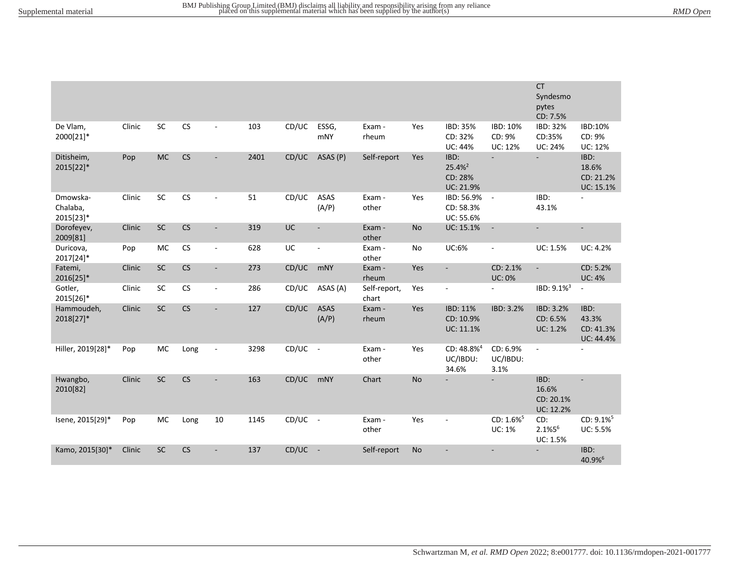| | | | | | | | | | | | | | |
|---|---|---|---|---|---|---|---|---|---|---|---|---|---|
| | | | | | | | | | | | | CT Syndesmo pytes CD: 7.5% | |
| De Vlam, 2000[21]* | Clinic | SC | CS | - | 103 | CD/UC | ESSG, mNY | Exam - rheum | Yes | IBD: 35% CD: 32% UC: 44% | IBD: 10% CD: 9% UC: 12% | IBD: 32% CD:35% UC: 24% | IBD:10% CD: 9% UC: 12% |
| Ditisheim, 2015[22]* | Pop | MC | CS | - | 2401 | CD/UC | ASAS (P) | Self-report | Yes | IBD: 25.4%[2] CD: 28% UC: 21.9% | - | - | IBD: 18.6% CD: 21.2% UC: 15.1% |
| Dmowska-Chalaba, 2015[23]* | Clinic | SC | CS | - | 51 | CD/UC | ASAS (A/P) | Exam - other | Yes | IBD: 56.9% CD: 58.3% UC: 55.6% | - | IBD: 43.1% | - |
| Dorofeyev, 2009[81] | Clinic | SC | CS | - | 319 | UC | - | Exam - other | No | UC: 15.1% | - | - | - |
| Duricova, 2017[24]* | Pop | MC | CS | - | 628 | UC | - | Exam - other | No | UC:6% | - | UC: 1.5% | UC: 4.2% |
| Fatemi, 2016[25]* | Clinic | SC | CS | - | 273 | CD/UC | mNY | Exam - rheum | Yes | - | CD: 2.1% UC: 0% | - | CD: 5.2% UC: 4% |
| Gotler, 2015[26]* | Clinic | SC | CS | - | 286 | CD/UC | ASAS (A) | Self-report, chart | Yes | - | - | IBD: 9.1%[3] | - |
| Hammoudeh, 2018[27]* | Clinic | SC | CS | - | 127 | CD/UC | ASAS (A/P) | Exam - rheum | Yes | IBD: 11% CD: 10.9% UC: 11.1% | IBD: 3.2% | IBD: 3.2% CD: 6.5% UC: 1.2% | IBD: 43.3% CD: 41.3% UC: 44.4% |
| Hiller, 2019[28]* | Pop | MC | Long | - | 3298 | CD/UC | - | Exam - other | Yes | CD: 48.8%[4] UC/IBDU: 34.6% | CD: 6.9% UC/IBDU: 3.1% | - | - |
| Hwangbo, 2010[82] | Clinic | SC | CS | - | 163 | CD/UC | mNY | Chart | No | - | - | IBD: 16.6% CD: 20.1% UC: 12.2% | - |
| Isene, 2015[29]* | Pop | MC | Long | 10 | 1145 | CD/UC | - | Exam - other | Yes | - | CD: 1.6%[5] UC: 1% | CD: 2.1%5[6] UC: 1.5% | CD: 9.1%[5] UC: 5.5% |
| Kamo, 2015[30]* | Clinic | SC | CS | - | 137 | CD/UC | - | Self-report | No | - | - | - | IBD: 40.9%[6] |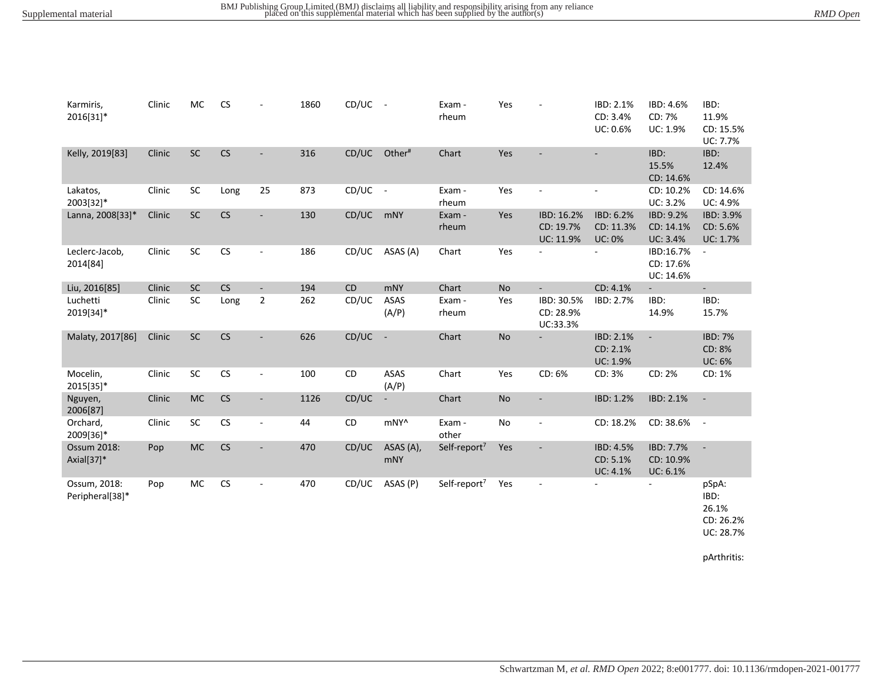| | | | | | | | | | | | | | |
|---|---|---|---|---|---|---|---|---|---|---|---|---|---|
| Karmiris, 2016[31]* | Clinic | MC | CS | - | 1860 | CD/UC | - | Exam - rheum | Yes | - | IBD: 2.1% CD: 3.4% UC: 0.6% | IBD: 4.6% CD: 7% UC: 1.9% | IBD: 11.9% CD: 15.5% UC: 7.7% |
| Kelly, 2019[83] | Clinic | SC | CS | - | 316 | CD/UC | Other# | Chart | Yes | - | - | IBD: 15.5% CD: 14.6% | IBD: 12.4% |
| Lakatos, 2003[32]* | Clinic | SC | Long | 25 | 873 | CD/UC | - | Exam - rheum | Yes | - | - | CD: 10.2% UC: 3.2% | CD: 14.6% UC: 4.9% |
| Lanna, 2008[33]* | Clinic | SC | CS | - | 130 | CD/UC | mNY | Exam - rheum | Yes | IBD: 16.2% CD: 19.7% UC: 11.9% | IBD: 6.2% CD: 11.3% UC: 0% | IBD: 9.2% CD: 14.1% UC: 3.4% | IBD: 3.9% CD: 5.6% UC: 1.7% |
| Leclerc-Jacob, 2014[84] | Clinic | SC | CS | - | 186 | CD/UC | ASAS (A) | Chart | Yes | - | - | IBD:16.7% CD: 17.6% UC: 14.6% | - |
| Liu, 2016[85] | Clinic | SC | CS | - | 194 | CD | mNY | Chart | No | - | CD: 4.1% | - | - |
| Luchetti 2019[34]* | Clinic | SC | Long | 2 | 262 | CD/UC | ASAS (A/P) | Exam - rheum | Yes | IBD: 30.5% CD: 28.9% UC:33.3% | IBD: 2.7% | IBD: 14.9% | IBD: 15.7% |
| Malaty, 2017[86] | Clinic | SC | CS | - | 626 | CD/UC | - | Chart | No | - | IBD: 2.1% CD: 2.1% UC: 1.9% | - | IBD: 7% CD: 8% UC: 6% |
| Mocelin, 2015[35]* | Clinic | SC | CS | - | 100 | CD | ASAS (A/P) | Chart | Yes | CD: 6% | CD: 3% | CD: 2% | CD: 1% |
| Nguyen, 2006[87] | Clinic | MC | CS | - | 1126 | CD/UC | - | Chart | No | - | IBD: 1.2% | IBD: 2.1% | - |
| Orchard, 2009[36]* | Clinic | SC | CS | - | 44 | CD | mNY^ | Exam - other | No | - | CD: 18.2% | CD: 38.6% | - |
| Ossum 2018: Axial[37]* | Pop | MC | CS | - | 470 | CD/UC | ASAS (A), mNY | Self-report[7] | Yes | - | IBD: 4.5% CD: 5.1% UC: 4.1% | IBD: 7.7% CD: 10.9% UC: 6.1% | - |
| Ossum, 2018: Peripheral[38]* | Pop | MC | CS | - | 470 | CD/UC | ASAS (P) | Self-report[7] | Yes | - | - | - | pSpA: IBD: 26.1% CD: 26.2% UC: 28.7% pArthritis: |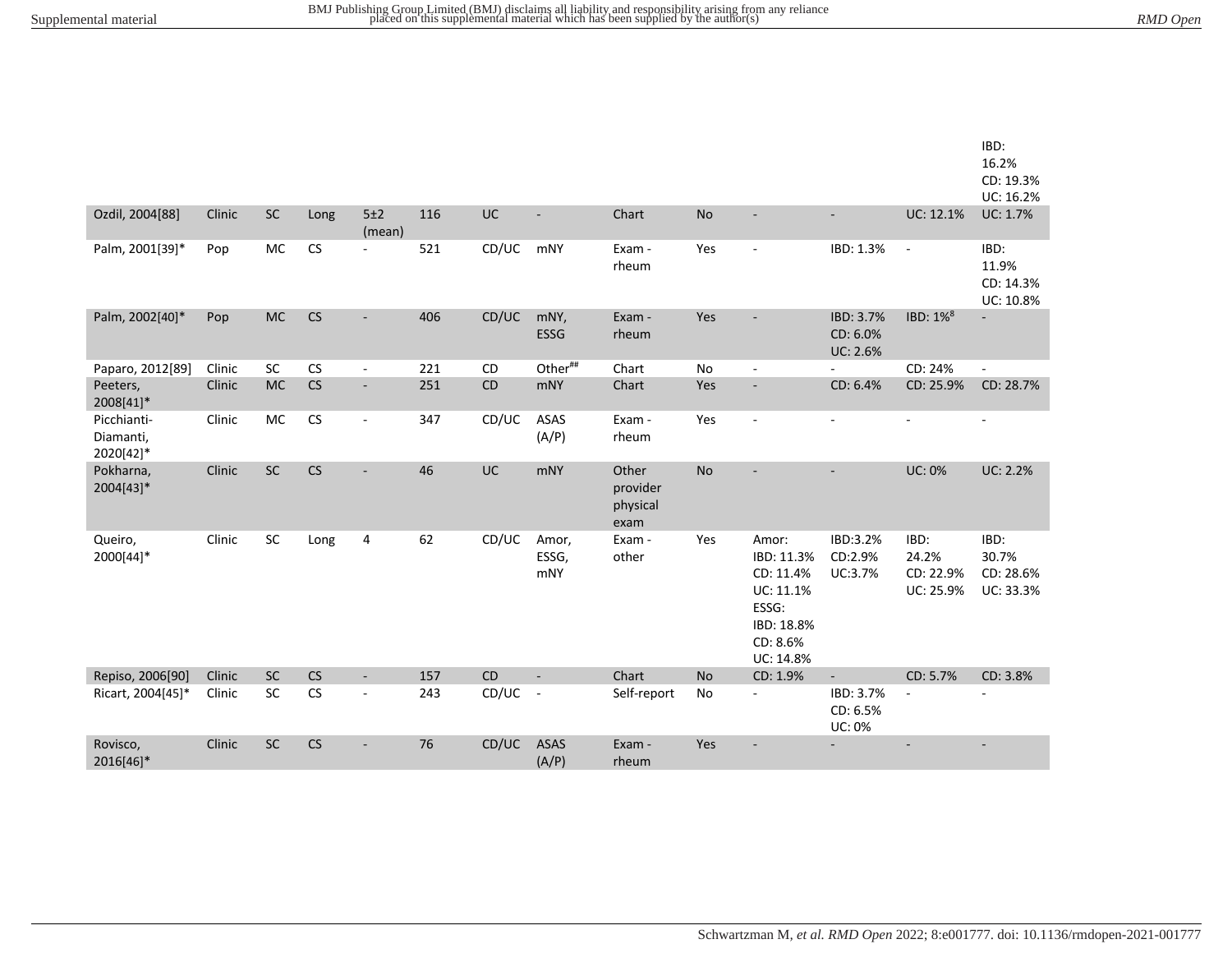| | | | | | | | | | | | | | IBD: 16.2% CD: 19.3% UC: 16.2% |
|---|---|---|---|---|---|---|---|---|---|---|---|---|---|
| Ozdil, 2004[88] | Clinic | SC | Long | 5±2 (mean) | 116 | UC | - | Chart | No | - | - | UC: 12.1% | UC: 1.7% |
| Palm, 2001[39]* | Pop | MC | CS | - | 521 | CD/UC | mNY | Exam - rheum | Yes | - | IBD: 1.3% | - | IBD: 11.9% CD: 14.3% UC: 10.8% |
| Palm, 2002[40]* | Pop | MC | CS | - | 406 | CD/UC | mNY, ESSG | Exam - rheum | Yes | - | IBD: 3.7% CD: 6.0% UC: 2.6% | IBD: 1%[8] | - |
| Paparo, 2012[89] | Clinic | SC | CS | - | 221 | CD | Other[##] | Chart | No | - | - | CD: 24% | - |
| Peeters, 2008[41]* | Clinic | MC | CS | - | 251 | CD | mNY | Chart | Yes | - | CD: 6.4% | CD: 25.9% | CD: 28.7% |
| Picchianti-Diamanti, 2020[42]* | Clinic | MC | CS | - | 347 | CD/UC | ASAS (A/P) | Exam - rheum | Yes | - | - | - | - |
| Pokharna, 2004[43]* | Clinic | SC | CS | - | 46 | UC | mNY | Other provider physical exam | No | - | - | UC: 0% | UC: 2.2% |
| Queiro, 2000[44]* | Clinic | SC | Long | 4 | 62 | CD/UC | Amor, ESSG, mNY | Exam - other | Yes | Amor: IBD: 11.3% CD: 11.4% UC: 11.1% ESSG: IBD: 18.8% CD: 8.6% UC: 14.8% | IBD:3.2% CD:2.9% UC:3.7% | IBD: 24.2% CD: 22.9% UC: 25.9% | IBD: 30.7% CD: 28.6% UC: 33.3% |
| Repiso, 2006[90] | Clinic | SC | CS | - | 157 | CD | - | Chart | No | CD: 1.9% | - | CD: 5.7% | CD: 3.8% |
| Ricart, 2004[45]* | Clinic | SC | CS | - | 243 | CD/UC | - | Self-report | No | - | IBD: 3.7% CD: 6.5% UC: 0% | - | - |
| Rovisco, 2016[46]* | Clinic | SC | CS | - | 76 | CD/UC | ASAS (A/P) | Exam - rheum | Yes | - | - | - | - |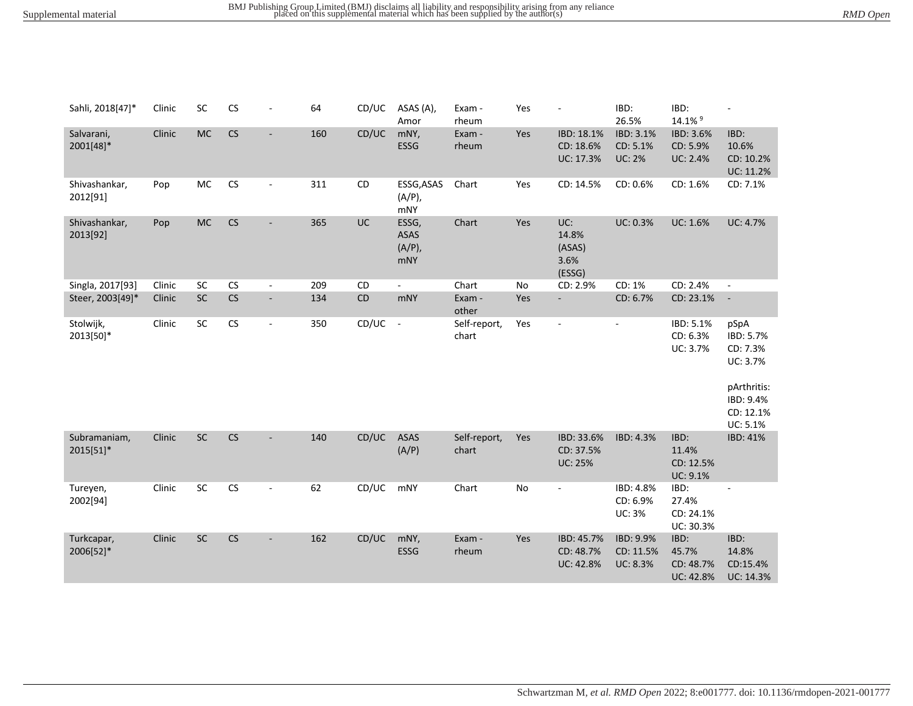| | | | | | | | | | | | | | |
|---|---|---|---|---|---|---|---|---|---|---|---|---|---|
| Sahli, 2018[47]* | Clinic | SC | CS | - | 64 | CD/UC | ASAS (A), Amor | Exam - rheum | Yes | - | IBD: 26.5% | IBD: 14.1% [9] | - |
| Salvarani, 2001[48]* | Clinic | MC | CS | - | 160 | CD/UC | mNY, ESSG | Exam - rheum | Yes | IBD: 18.1%<br>CD: 18.6%<br>UC: 17.3% | IBD: 3.1%<br>CD: 5.1%<br>UC: 2% | IBD: 3.6%<br>CD: 5.9%<br>UC: 2.4% | IBD: 10.6%<br>CD: 10.2%<br>UC: 11.2% |
| Shivashankar, 2012[91] | Pop | MC | CS | - | 311 | CD | ESSG,ASAS (A/P), mNY | Chart | Yes | CD: 14.5% | CD: 0.6% | CD: 1.6% | CD: 7.1% |
| Shivashankar, 2013[92] | Pop | MC | CS | - | 365 | UC | ESSG, ASAS (A/P), mNY | Chart | Yes | UC: 14.8% (ASAS) 3.6% (ESSG) | UC: 0.3% | UC: 1.6% | UC: 4.7% |
| Singla, 2017[93] | Clinic | SC | CS | - | 209 | CD | - | Chart | No | CD: 2.9% | CD: 1% | CD: 2.4% | - |
| Steer, 2003[49]* | Clinic | SC | CS | - | 134 | CD | mNY | Exam - other | Yes | - | CD: 6.7% | CD: 23.1% | - |
| Stolwijk, 2013[50]* | Clinic | SC | CS | - | 350 | CD/UC | - | Self-report, chart | Yes | - | - | IBD: 5.1%<br>CD: 6.3%<br>UC: 3.7% | pSpA<br>IBD: 5.7%<br>CD: 7.3%<br>UC: 3.7%<br><br>pArthritis:<br>IBD: 9.4%<br>CD: 12.1%<br>UC: 5.1% |
| Subramaniam, 2015[51]* | Clinic | SC | CS | - | 140 | CD/UC | ASAS (A/P) | Self-report, chart | Yes | IBD: 33.6%<br>CD: 37.5%<br>UC: 25% | IBD: 4.3% | IBD: 11.4%<br>CD: 12.5%<br>UC: 9.1% | IBD: 41% |
| Tureyen, 2002[94] | Clinic | SC | CS | - | 62 | CD/UC | mNY | Chart | No | - | IBD: 4.8%<br>CD: 6.9%<br>UC: 3% | IBD: 27.4%<br>CD: 24.1%<br>UC: 30.3% | - |
| Turkcapar, 2006[52]* | Clinic | SC | CS | - | 162 | CD/UC | mNY, ESSG | Exam - rheum | Yes | IBD: 45.7%<br>CD: 48.7%<br>UC: 42.8% | IBD: 9.9%<br>CD: 11.5%<br>UC: 8.3% | IBD: 45.7%<br>CD: 48.7%<br>UC: 42.8% | IBD: 14.8%<br>CD:15.4%<br>UC: 14.3% |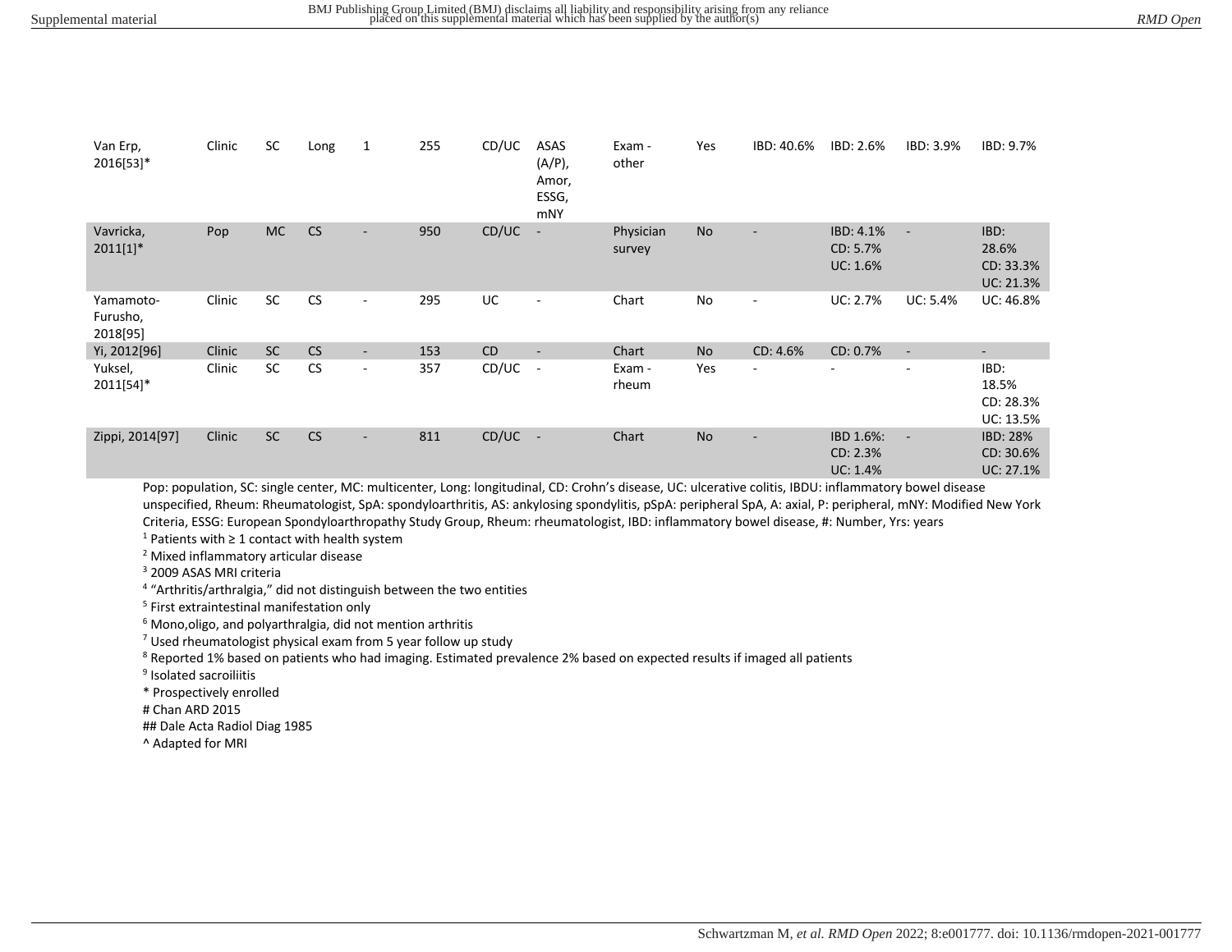| | | | | | | | | | | | | | |
|---|---|---|---|---|---|---|---|---|---|---|---|---|---|
| Van Erp, 2016[53]* | Clinic | SC | Long | 1 | 255 | CD/UC | ASAS (A/P), Amor, ESSG, mNY | Exam - other | Yes | IBD: 40.6% | IBD: 2.6% | IBD: 3.9% | IBD: 9.7% |
| Vavricka, 2011[1]* | Pop | MC | CS | - | 950 | CD/UC | - | Physician survey | No | - | IBD: 4.1% CD: 5.7% UC: 1.6% | - | IBD: 28.6% CD: 33.3% UC: 21.3% |
| Yamamoto-Furusho, 2018[95] | Clinic | SC | CS | - | 295 | UC | - | Chart | No | - | UC: 2.7% | UC: 5.4% | UC: 46.8% |
| Yi, 2012[96] | Clinic | SC | CS | - | 153 | CD | - | Chart | No | CD: 4.6% | CD: 0.7% | - | - |
| Yuksel, 2011[54]* | Clinic | SC | CS | - | 357 | CD/UC | - | Exam - rheum | Yes | - | - | - | IBD: 18.5% CD: 28.3% UC: 13.5% |
| Zippi, 2014[97] | Clinic | SC | CS | - | 811 | CD/UC | - | Chart | No | - | IBD 1.6%: CD: 2.3% UC: 1.4% | - | IBD: 28% CD: 30.6% UC: 27.1% |

Pop: population, SC: single center, MC: multicenter, Long: longitudinal, CD: Crohn's disease, UC: ulcerative colitis, IBDU: inflammatory bowel disease unspecified, Rheum: Rheumatologist, SpA: spondyloarthritis, AS: ankylosing spondylitis, pSpA: peripheral SpA, A: axial, P: peripheral, mNY: Modified New York Criteria, ESSG: European Spondyloarthropathy Study Group, Rheum: rheumatologist, IBD: inflammatory bowel disease, #: Number, Yrs: years

[1] Patients with ≥ 1 contact with health system

[2] Mixed inflammatory articular disease

[3] 2009 ASAS MRI criteria

[4] "Arthritis/arthralgia," did not distinguish between the two entities

[5] First extraintestinal manifestation only

[6] Mono,oligo, and polyarthralgia, did not mention arthritis

[7] Used rheumatologist physical exam from 5 year follow up study

[8] Reported 1% based on patients who had imaging. Estimated prevalence 2% based on expected results if imaged all patients

[9] Isolated sacroiliitis

* Prospectively enrolled

# Chan ARD 2015

## Dale Acta Radiol Diag 1985

^ Adapted for MRI